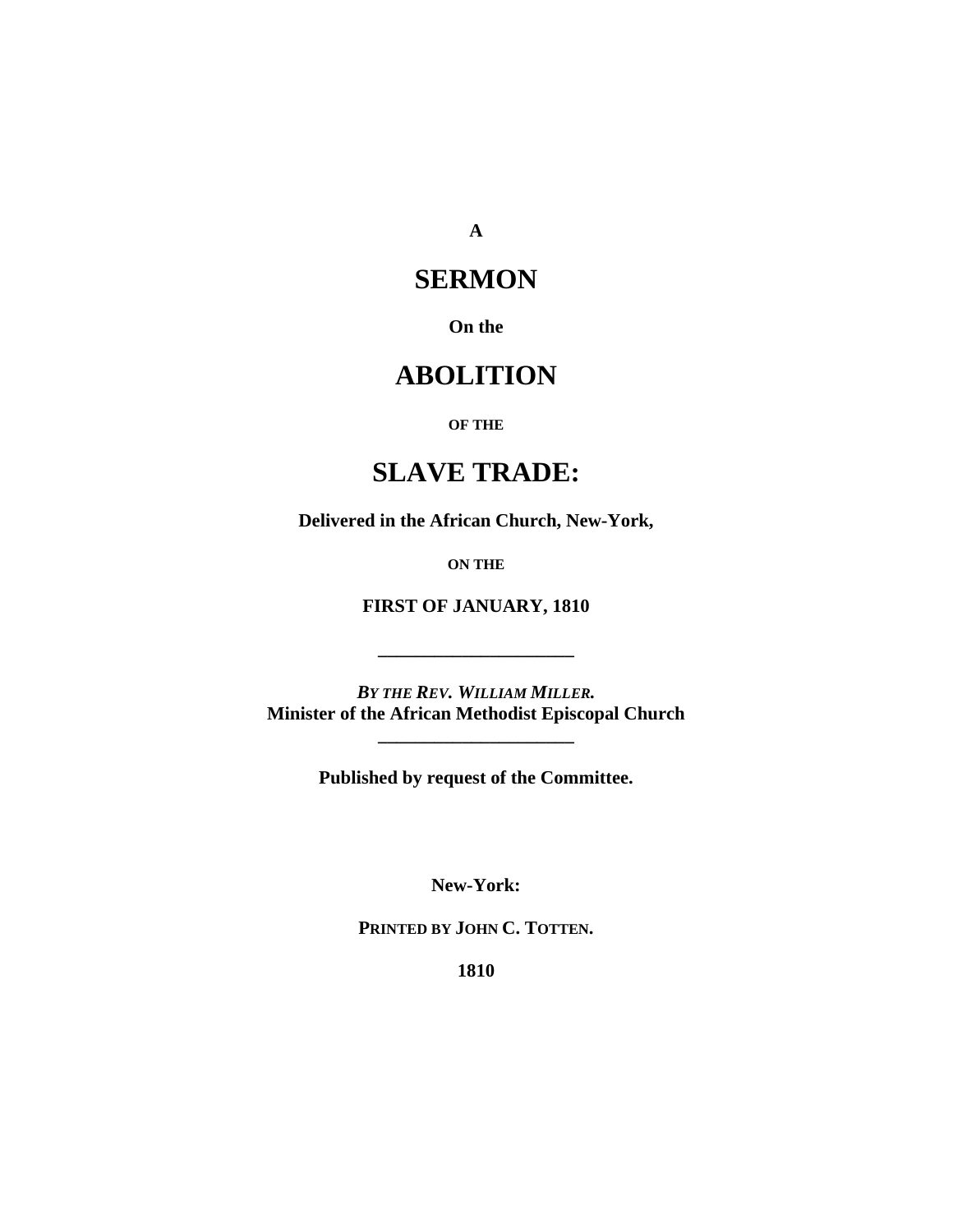**A**

# SERMON

**On the**

# ABOLITION

**OF THE**

# SLAVE TRADE:

**Delivered in the African Church, New-York,**

**ON THE**

**FIRST OF JANUARY, 1810**

---

***BY THE REV. WILLIAM MILLER.***
**Minister of the African Methodist Episcopal Church**

---

**Published by request of the Committee.**

**New-York:**

**PRINTED BY JOHN C. TOTTEN.**

**1810**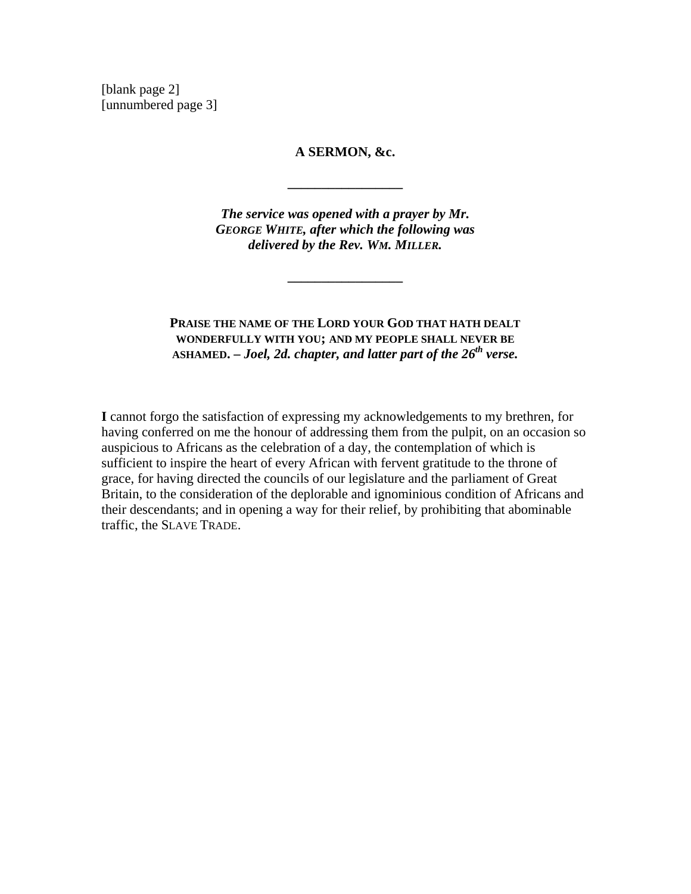[blank page 2]
[unnumbered page 3]

## A SERMON, &c.

---

***The service was opened with a prayer by Mr. GEORGE WHITE, after which the following was delivered by the Rev. WM. MILLER.***

---

**PRAISE THE NAME OF THE LORD YOUR GOD THAT HATH DEALT WONDERFULLY WITH YOU; AND MY PEOPLE SHALL NEVER BE ASHAMED. –** ***Joel, 2d. chapter, and latter part of the 26th verse.***

**I** cannot forgo the satisfaction of expressing my acknowledgements to my brethren, for having conferred on me the honour of addressing them from the pulpit, on an occasion so auspicious to Africans as the celebration of a day, the contemplation of which is sufficient to inspire the heart of every African with fervent gratitude to the throne of grace, for having directed the councils of our legislature and the parliament of Great Britain, to the consideration of the deplorable and ignominious condition of Africans and their descendants; and in opening a way for their relief, by prohibiting that abominable traffic, the SLAVE TRADE.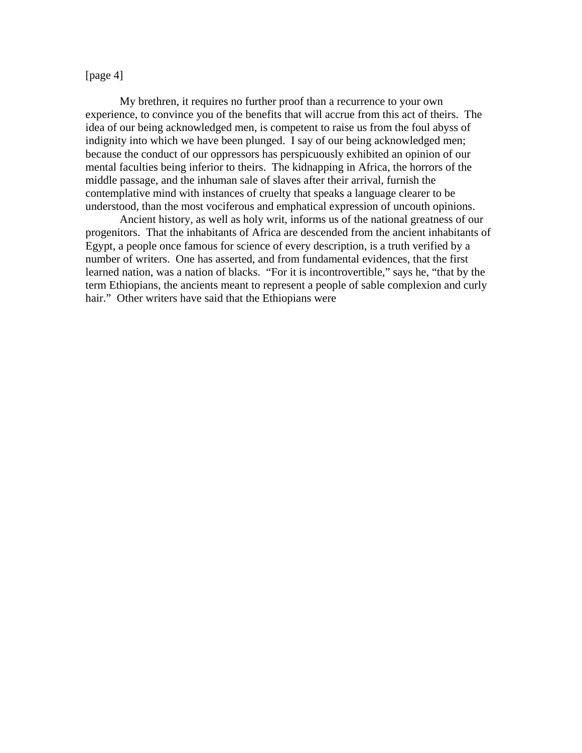[page 4]

My brethren, it requires no further proof than a recurrence to your own experience, to convince you of the benefits that will accrue from this act of theirs. The idea of our being acknowledged men, is competent to raise us from the foul abyss of indignity into which we have been plunged. I say of our being acknowledged men; because the conduct of our oppressors has perspicuously exhibited an opinion of our mental faculties being inferior to theirs. The kidnapping in Africa, the horrors of the middle passage, and the inhuman sale of slaves after their arrival, furnish the contemplative mind with instances of cruelty that speaks a language clearer to be understood, than the most vociferous and emphatical expression of uncouth opinions.

Ancient history, as well as holy writ, informs us of the national greatness of our progenitors. That the inhabitants of Africa are descended from the ancient inhabitants of Egypt, a people once famous for science of every description, is a truth verified by a number of writers. One has asserted, and from fundamental evidences, that the first learned nation, was a nation of blacks. "For it is incontrovertible," says he, "that by the term Ethiopians, the ancients meant to represent a people of sable complexion and curly hair." Other writers have said that the Ethiopians were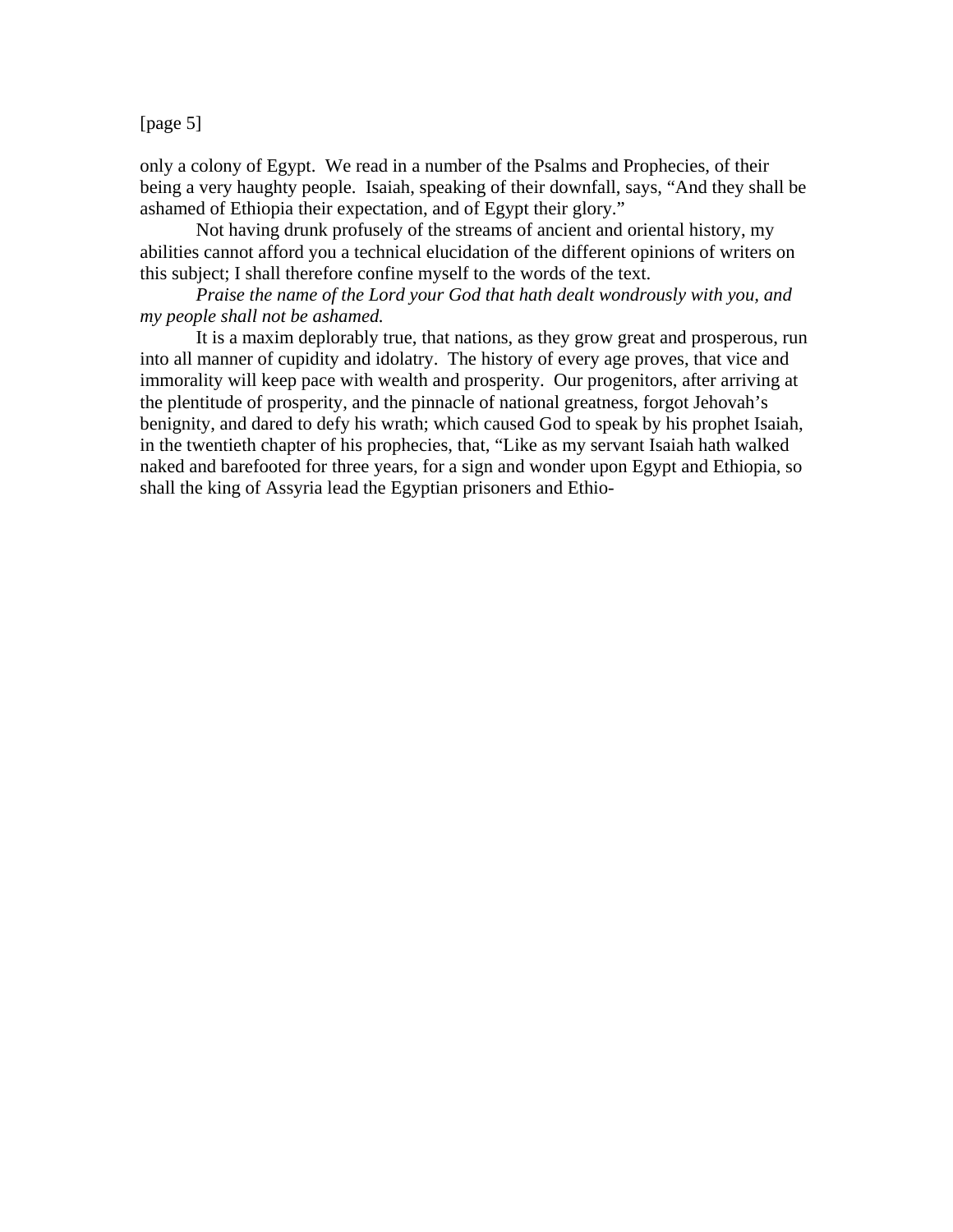only a colony of Egypt. We read in a number of the Psalms and Prophecies, of their being a very haughty people. Isaiah, speaking of their downfall, says, "And they shall be ashamed of Ethiopia their expectation, and of Egypt their glory."

Not having drunk profusely of the streams of ancient and oriental history, my abilities cannot afford you a technical elucidation of the different opinions of writers on this subject; I shall therefore confine myself to the words of the text.

*Praise the name of the Lord your God that hath dealt wondrously with you, and my people shall not be ashamed.*

It is a maxim deplorably true, that nations, as they grow great and prosperous, run into all manner of cupidity and idolatry. The history of every age proves, that vice and immorality will keep pace with wealth and prosperity. Our progenitors, after arriving at the plentitude of prosperity, and the pinnacle of national greatness, forgot Jehovah's benignity, and dared to defy his wrath; which caused God to speak by his prophet Isaiah, in the twentieth chapter of his prophecies, that, "Like as my servant Isaiah hath walked naked and barefooted for three years, for a sign and wonder upon Egypt and Ethiopia, so shall the king of Assyria lead the Egyptian prisoners and Ethio-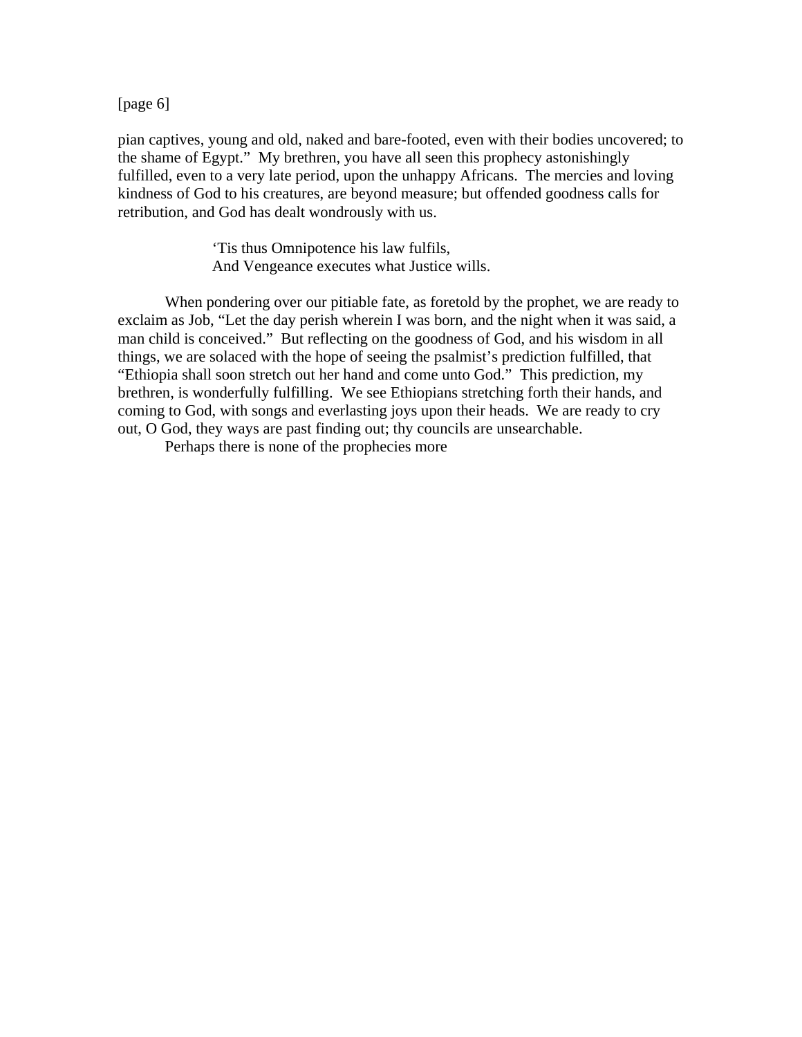[page 6]

pian captives, young and old, naked and bare-footed, even with their bodies uncovered; to the shame of Egypt."  My brethren, you have all seen this prophecy astonishingly fulfilled, even to a very late period, upon the unhappy Africans.  The mercies and loving kindness of God to his creatures, are beyond measure; but offended goodness calls for retribution, and God has dealt wondrously with us.

> 'Tis thus Omnipotence his law fulfils,
> And Vengeance executes what Justice wills.

When pondering over our pitiable fate, as foretold by the prophet, we are ready to exclaim as Job, "Let the day perish wherein I was born, and the night when it was said, a man child is conceived."  But reflecting on the goodness of God, and his wisdom in all things, we are solaced with the hope of seeing the psalmist's prediction fulfilled, that "Ethiopia shall soon stretch out her hand and come unto God."  This prediction, my brethren, is wonderfully fulfilling.  We see Ethiopians stretching forth their hands, and coming to God, with songs and everlasting joys upon their heads.  We are ready to cry out, O God, they ways are past finding out; thy councils are unsearchable.

Perhaps there is none of the prophecies more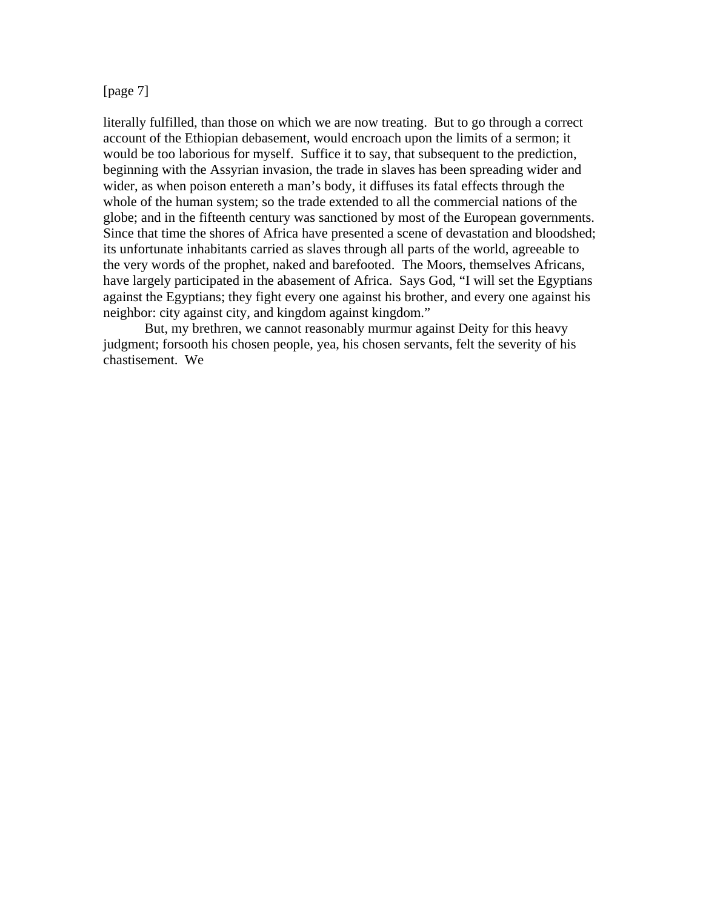[page 7]

literally fulfilled, than those on which we are now treating. But to go through a correct account of the Ethiopian debasement, would encroach upon the limits of a sermon; it would be too laborious for myself. Suffice it to say, that subsequent to the prediction, beginning with the Assyrian invasion, the trade in slaves has been spreading wider and wider, as when poison entereth a man's body, it diffuses its fatal effects through the whole of the human system; so the trade extended to all the commercial nations of the globe; and in the fifteenth century was sanctioned by most of the European governments. Since that time the shores of Africa have presented a scene of devastation and bloodshed; its unfortunate inhabitants carried as slaves through all parts of the world, agreeable to the very words of the prophet, naked and barefooted. The Moors, themselves Africans, have largely participated in the abasement of Africa. Says God, "I will set the Egyptians against the Egyptians; they fight every one against his brother, and every one against his neighbor: city against city, and kingdom against kingdom."

But, my brethren, we cannot reasonably murmur against Deity for this heavy judgment; forsooth his chosen people, yea, his chosen servants, felt the severity of his chastisement. We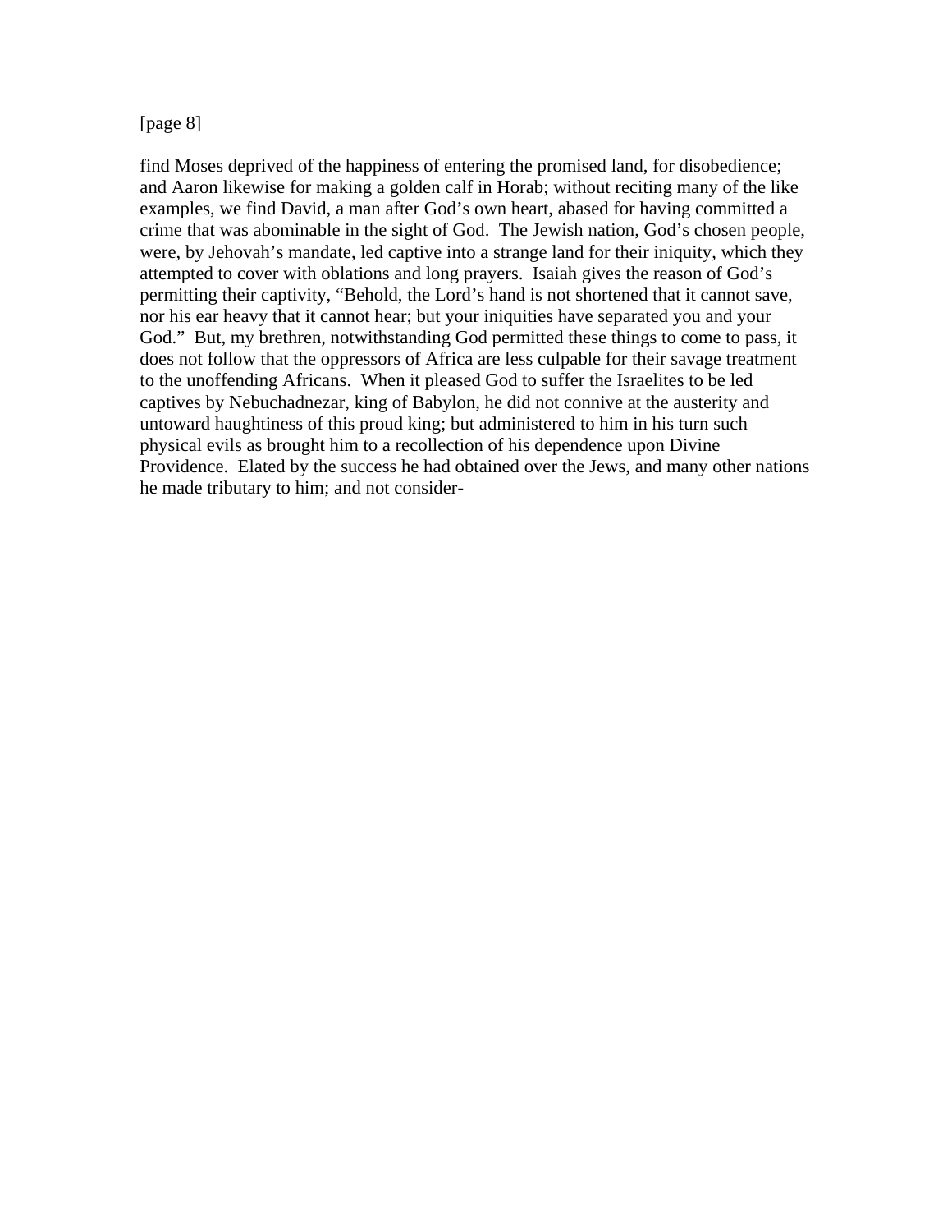[page 8]

find Moses deprived of the happiness of entering the promised land, for disobedience; and Aaron likewise for making a golden calf in Horab; without reciting many of the like examples, we find David, a man after God's own heart, abased for having committed a crime that was abominable in the sight of God. The Jewish nation, God's chosen people, were, by Jehovah's mandate, led captive into a strange land for their iniquity, which they attempted to cover with oblations and long prayers. Isaiah gives the reason of God's permitting their captivity, "Behold, the Lord's hand is not shortened that it cannot save, nor his ear heavy that it cannot hear; but your iniquities have separated you and your God." But, my brethren, notwithstanding God permitted these things to come to pass, it does not follow that the oppressors of Africa are less culpable for their savage treatment to the unoffending Africans. When it pleased God to suffer the Israelites to be led captives by Nebuchadnezar, king of Babylon, he did not connive at the austerity and untoward haughtiness of this proud king; but administered to him in his turn such physical evils as brought him to a recollection of his dependence upon Divine Providence. Elated by the success he had obtained over the Jews, and many other nations he made tributary to him; and not consider-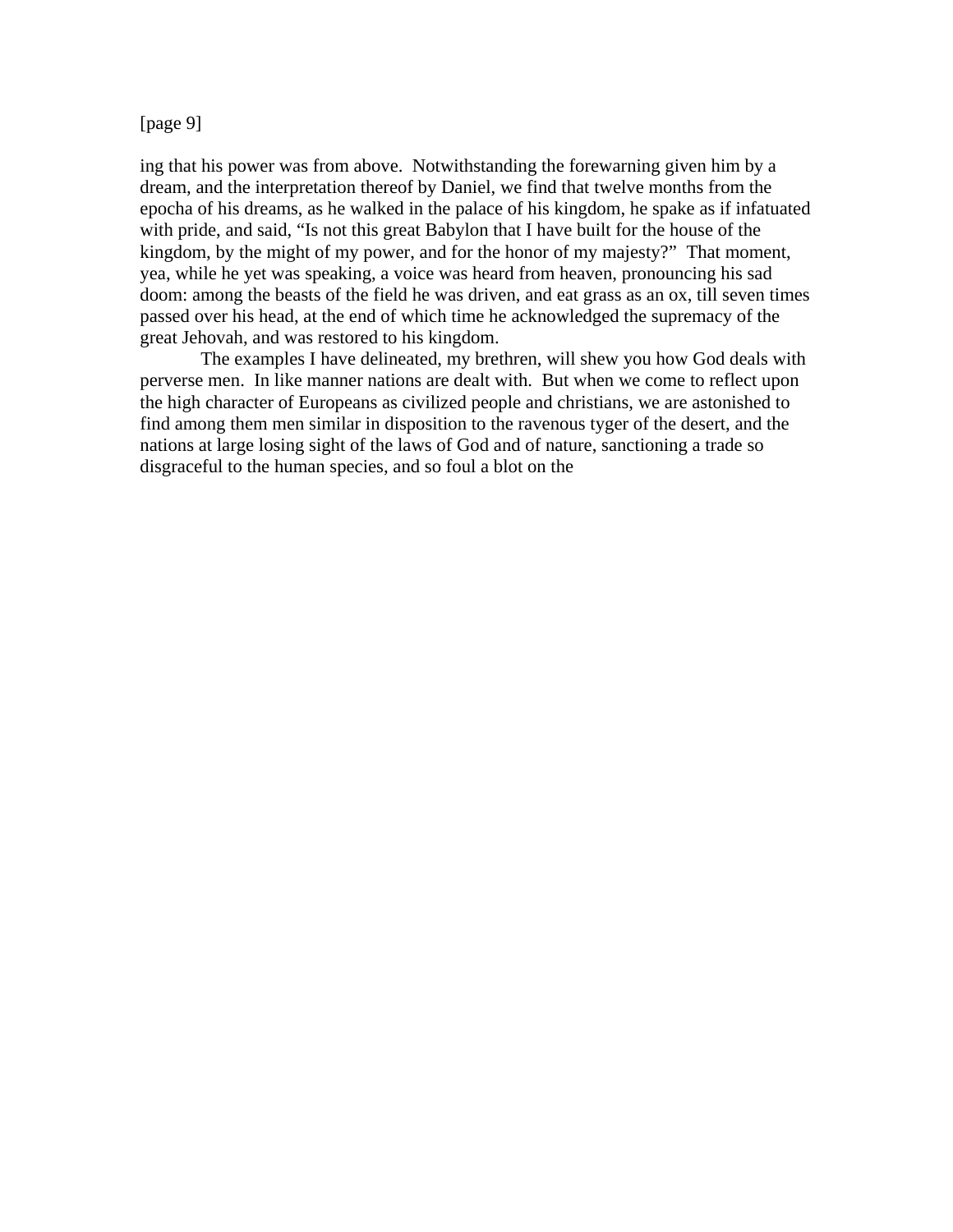[page 9]

ing that his power was from above. Notwithstanding the forewarning given him by a dream, and the interpretation thereof by Daniel, we find that twelve months from the epocha of his dreams, as he walked in the palace of his kingdom, he spake as if infatuated with pride, and said, "Is not this great Babylon that I have built for the house of the kingdom, by the might of my power, and for the honor of my majesty?" That moment, yea, while he yet was speaking, a voice was heard from heaven, pronouncing his sad doom: among the beasts of the field he was driven, and eat grass as an ox, till seven times passed over his head, at the end of which time he acknowledged the supremacy of the great Jehovah, and was restored to his kingdom.

The examples I have delineated, my brethren, will shew you how God deals with perverse men. In like manner nations are dealt with. But when we come to reflect upon the high character of Europeans as civilized people and christians, we are astonished to find among them men similar in disposition to the ravenous tyger of the desert, and the nations at large losing sight of the laws of God and of nature, sanctioning a trade so disgraceful to the human species, and so foul a blot on the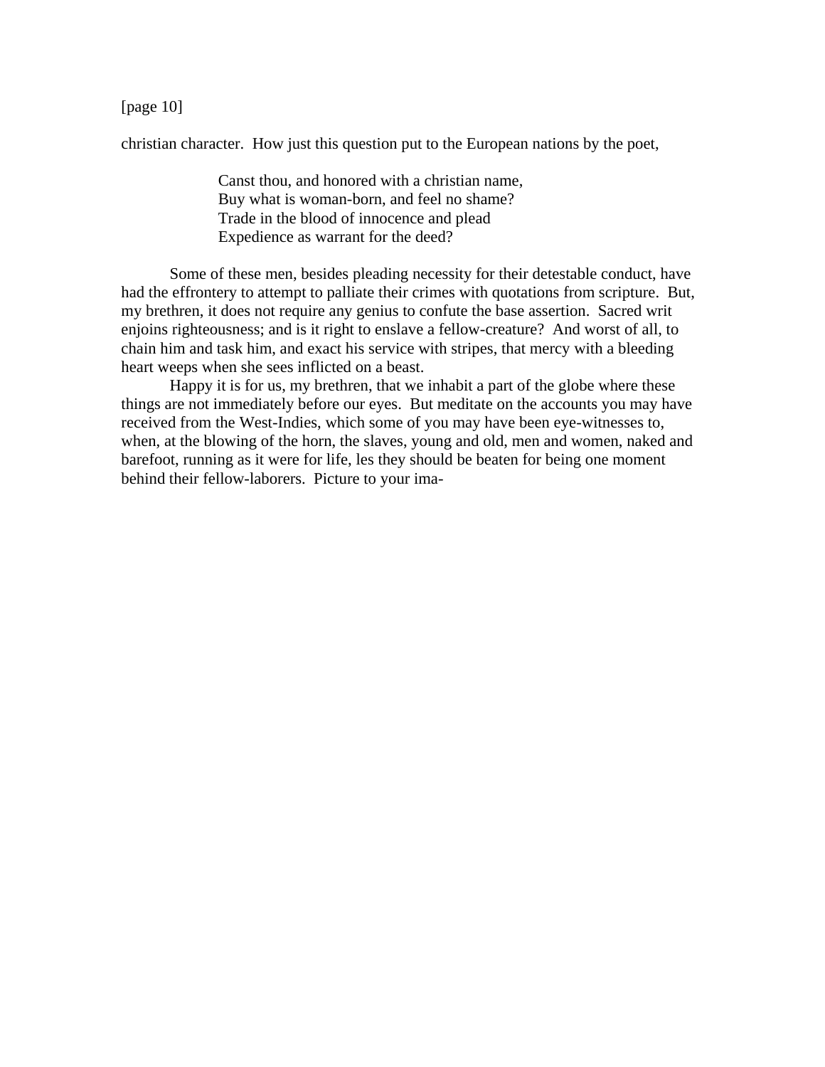[page 10]

christian character. How just this question put to the European nations by the poet,

> Canst thou, and honored with a christian name,
> Buy what is woman-born, and feel no shame?
> Trade in the blood of innocence and plead
> Expedience as warrant for the deed?

Some of these men, besides pleading necessity for their detestable conduct, have had the effrontery to attempt to palliate their crimes with quotations from scripture. But, my brethren, it does not require any genius to confute the base assertion. Sacred writ enjoins righteousness; and is it right to enslave a fellow-creature? And worst of all, to chain him and task him, and exact his service with stripes, that mercy with a bleeding heart weeps when she sees inflicted on a beast.

Happy it is for us, my brethren, that we inhabit a part of the globe where these things are not immediately before our eyes. But meditate on the accounts you may have received from the West-Indies, which some of you may have been eye-witnesses to, when, at the blowing of the horn, the slaves, young and old, men and women, naked and barefoot, running as it were for life, les they should be beaten for being one moment behind their fellow-laborers. Picture to your ima-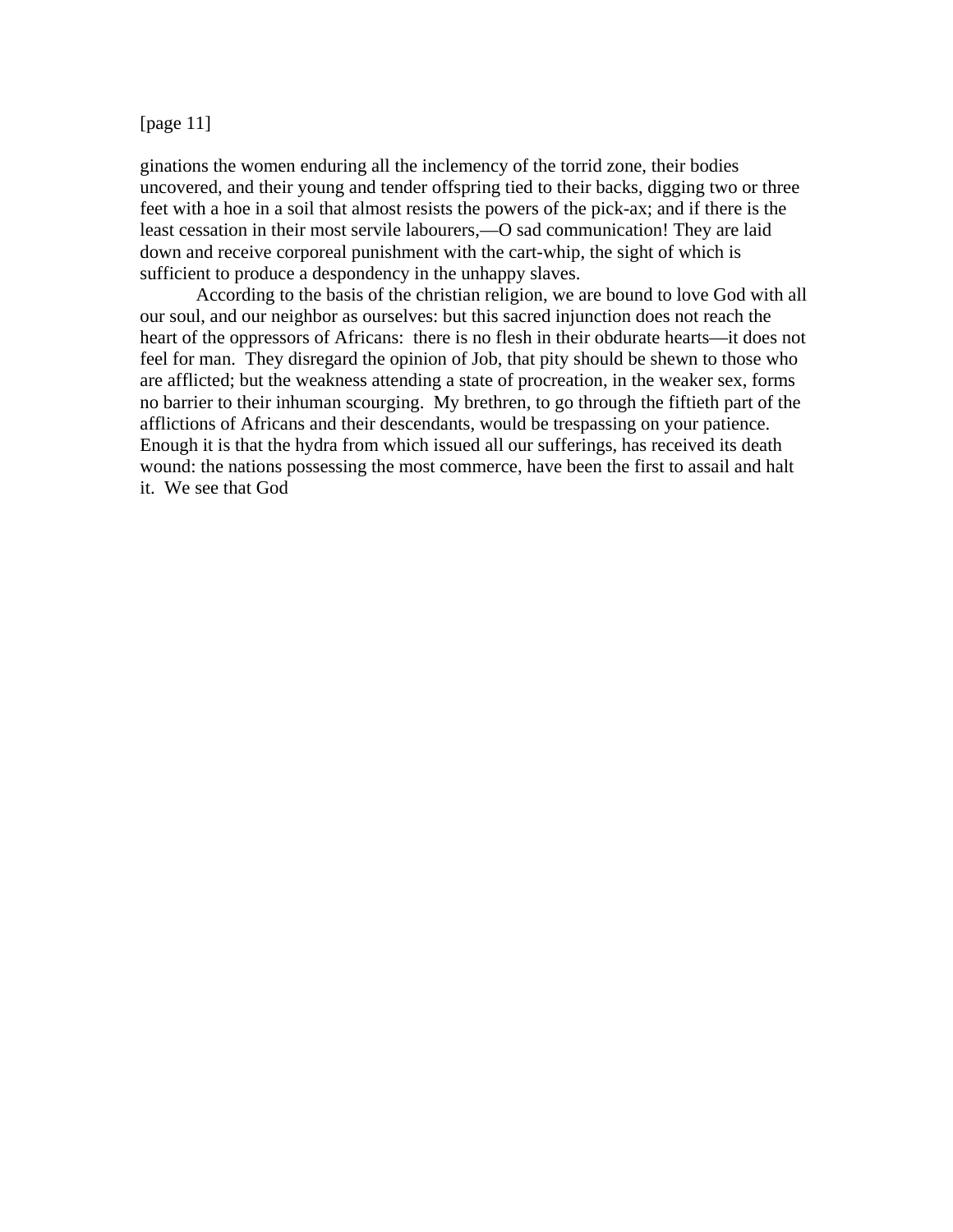[page 11]

ginations the women enduring all the inclemency of the torrid zone, their bodies uncovered, and their young and tender offspring tied to their backs, digging two or three feet with a hoe in a soil that almost resists the powers of the pick-ax; and if there is the least cessation in their most servile labourers,—O sad communication! They are laid down and receive corporeal punishment with the cart-whip, the sight of which is sufficient to produce a despondency in the unhappy slaves.

According to the basis of the christian religion, we are bound to love God with all our soul, and our neighbor as ourselves: but this sacred injunction does not reach the heart of the oppressors of Africans: there is no flesh in their obdurate hearts—it does not feel for man. They disregard the opinion of Job, that pity should be shewn to those who are afflicted; but the weakness attending a state of procreation, in the weaker sex, forms no barrier to their inhuman scourging. My brethren, to go through the fiftieth part of the afflictions of Africans and their descendants, would be trespassing on your patience. Enough it is that the hydra from which issued all our sufferings, has received its death wound: the nations possessing the most commerce, have been the first to assail and halt it. We see that God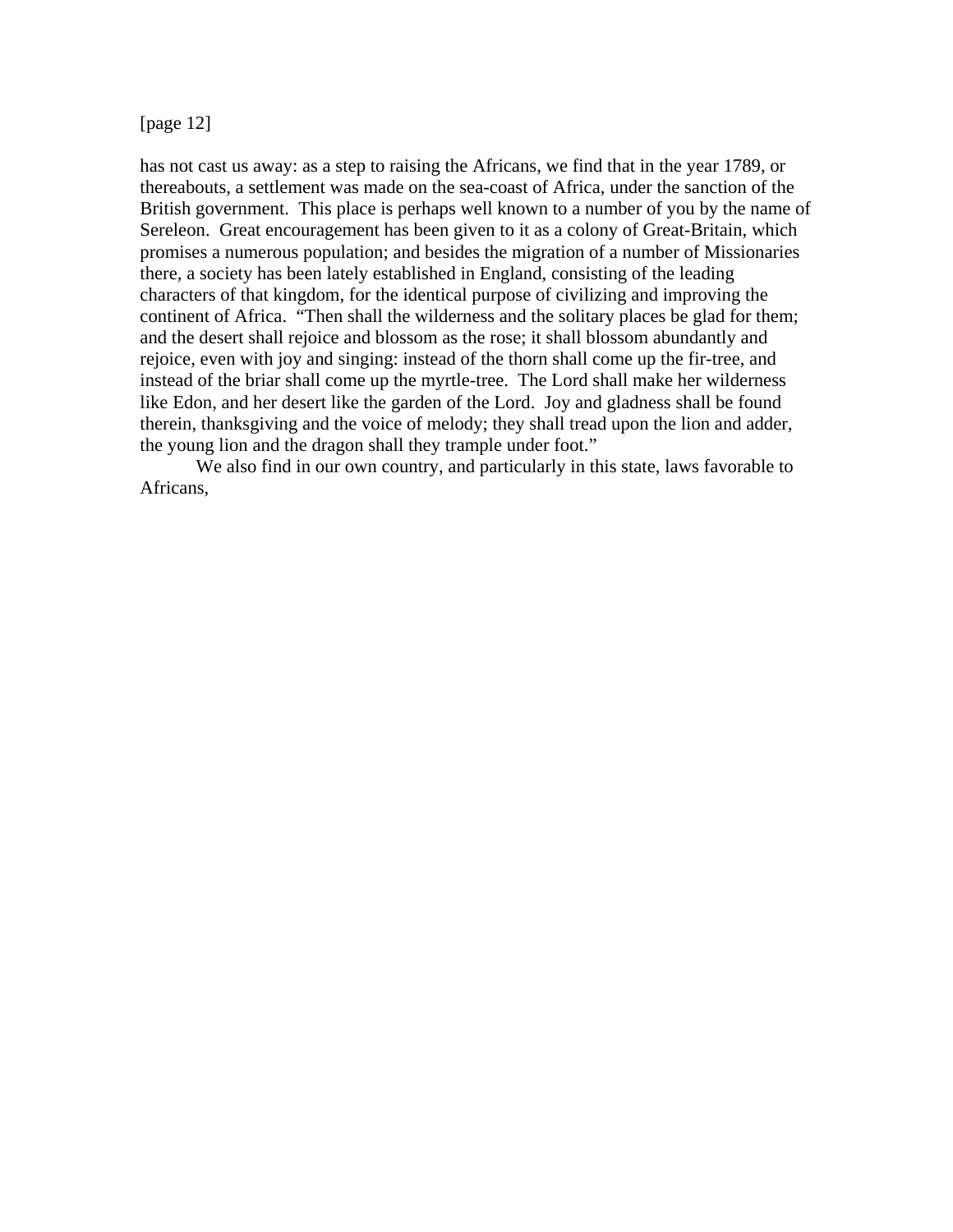[page 12]

has not cast us away: as a step to raising the Africans, we find that in the year 1789, or thereabouts, a settlement was made on the sea-coast of Africa, under the sanction of the British government. This place is perhaps well known to a number of you by the name of Sereleon. Great encouragement has been given to it as a colony of Great-Britain, which promises a numerous population; and besides the migration of a number of Missionaries there, a society has been lately established in England, consisting of the leading characters of that kingdom, for the identical purpose of civilizing and improving the continent of Africa. "Then shall the wilderness and the solitary places be glad for them; and the desert shall rejoice and blossom as the rose; it shall blossom abundantly and rejoice, even with joy and singing: instead of the thorn shall come up the fir-tree, and instead of the briar shall come up the myrtle-tree. The Lord shall make her wilderness like Edon, and her desert like the garden of the Lord. Joy and gladness shall be found therein, thanksgiving and the voice of melody; they shall tread upon the lion and adder, the young lion and the dragon shall they trample under foot."

We also find in our own country, and particularly in this state, laws favorable to Africans,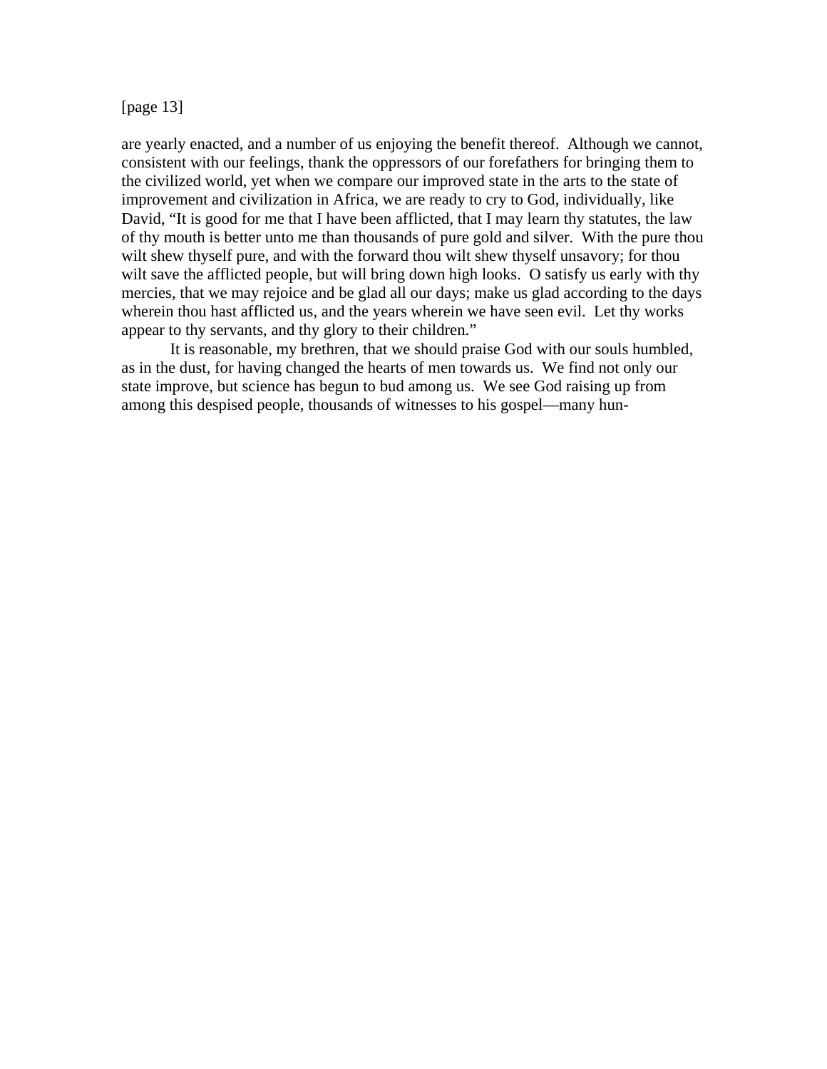are yearly enacted, and a number of us enjoying the benefit thereof. Although we cannot, consistent with our feelings, thank the oppressors of our forefathers for bringing them to the civilized world, yet when we compare our improved state in the arts to the state of improvement and civilization in Africa, we are ready to cry to God, individually, like David, "It is good for me that I have been afflicted, that I may learn thy statutes, the law of thy mouth is better unto me than thousands of pure gold and silver. With the pure thou wilt shew thyself pure, and with the forward thou wilt shew thyself unsavory; for thou wilt save the afflicted people, but will bring down high looks. O satisfy us early with thy mercies, that we may rejoice and be glad all our days; make us glad according to the days wherein thou hast afflicted us, and the years wherein we have seen evil. Let thy works appear to thy servants, and thy glory to their children."

It is reasonable, my brethren, that we should praise God with our souls humbled, as in the dust, for having changed the hearts of men towards us. We find not only our state improve, but science has begun to bud among us. We see God raising up from among this despised people, thousands of witnesses to his gospel—many hun-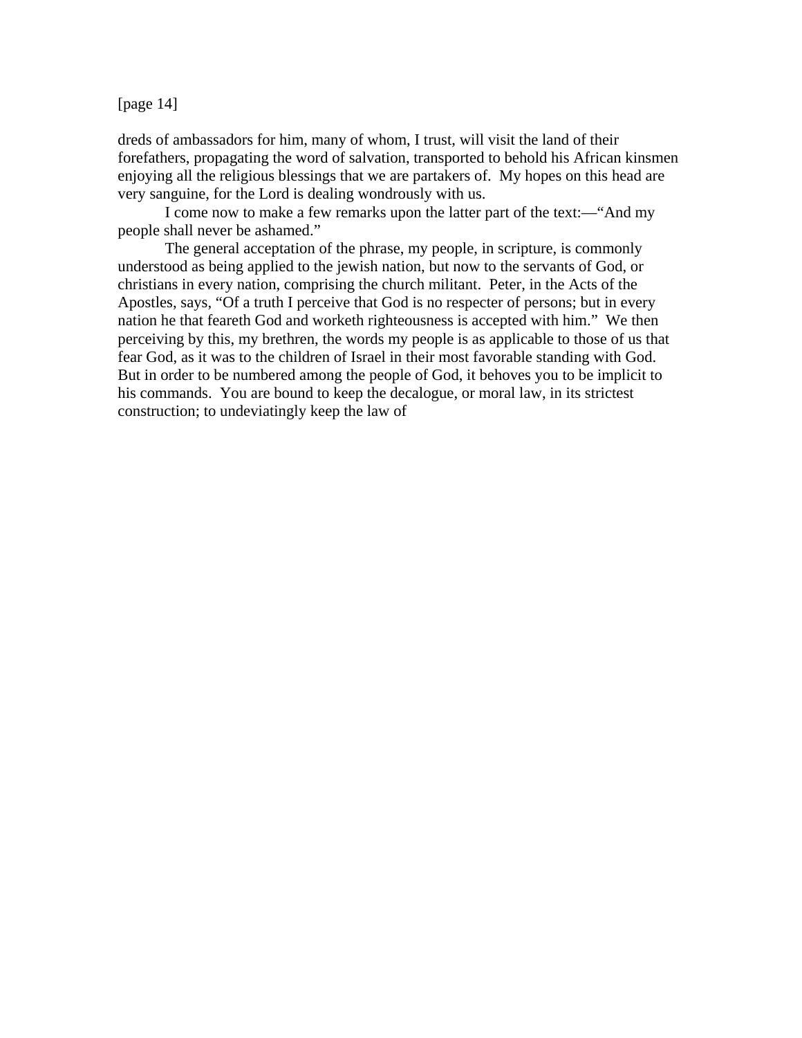dreds of ambassadors for him, many of whom, I trust, will visit the land of their forefathers, propagating the word of salvation, transported to behold his African kinsmen enjoying all the religious blessings that we are partakers of. My hopes on this head are very sanguine, for the Lord is dealing wondrously with us.

I come now to make a few remarks upon the latter part of the text:—"And my people shall never be ashamed."

The general acceptation of the phrase, my people, in scripture, is commonly understood as being applied to the jewish nation, but now to the servants of God, or christians in every nation, comprising the church militant. Peter, in the Acts of the Apostles, says, "Of a truth I perceive that God is no respecter of persons; but in every nation he that feareth God and worketh righteousness is accepted with him." We then perceiving by this, my brethren, the words my people is as applicable to those of us that fear God, as it was to the children of Israel in their most favorable standing with God. But in order to be numbered among the people of God, it behoves you to be implicit to his commands. You are bound to keep the decalogue, or moral law, in its strictest construction; to undeviatingly keep the law of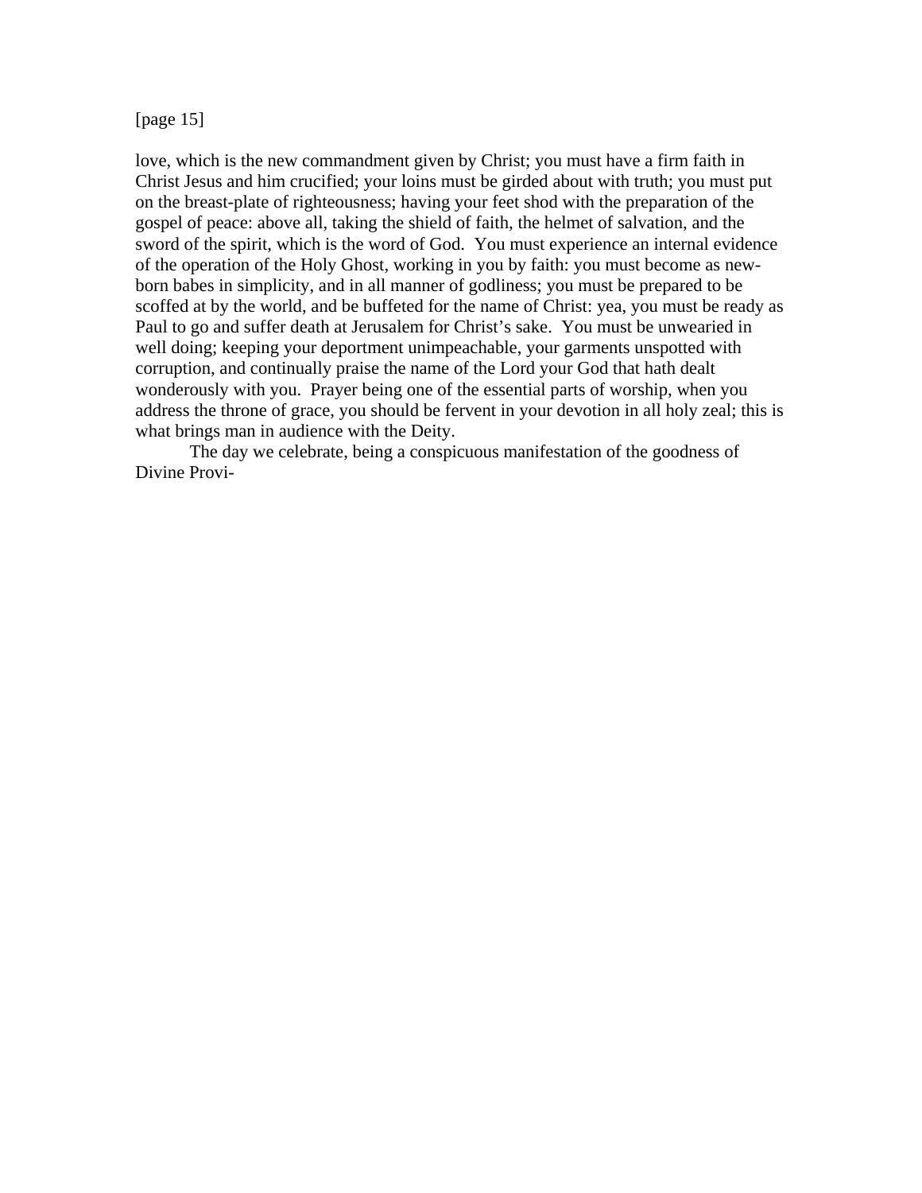[page 15]

love, which is the new commandment given by Christ; you must have a firm faith in Christ Jesus and him crucified; your loins must be girded about with truth; you must put on the breast-plate of righteousness; having your feet shod with the preparation of the gospel of peace: above all, taking the shield of faith, the helmet of salvation, and the sword of the spirit, which is the word of God. You must experience an internal evidence of the operation of the Holy Ghost, working in you by faith: you must become as new-born babes in simplicity, and in all manner of godliness; you must be prepared to be scoffed at by the world, and be buffeted for the name of Christ: yea, you must be ready as Paul to go and suffer death at Jerusalem for Christ's sake. You must be unwearied in well doing; keeping your deportment unimpeachable, your garments unspotted with corruption, and continually praise the name of the Lord your God that hath dealt wonderously with you. Prayer being one of the essential parts of worship, when you address the throne of grace, you should be fervent in your devotion in all holy zeal; this is what brings man in audience with the Deity.

The day we celebrate, being a conspicuous manifestation of the goodness of Divine Provi-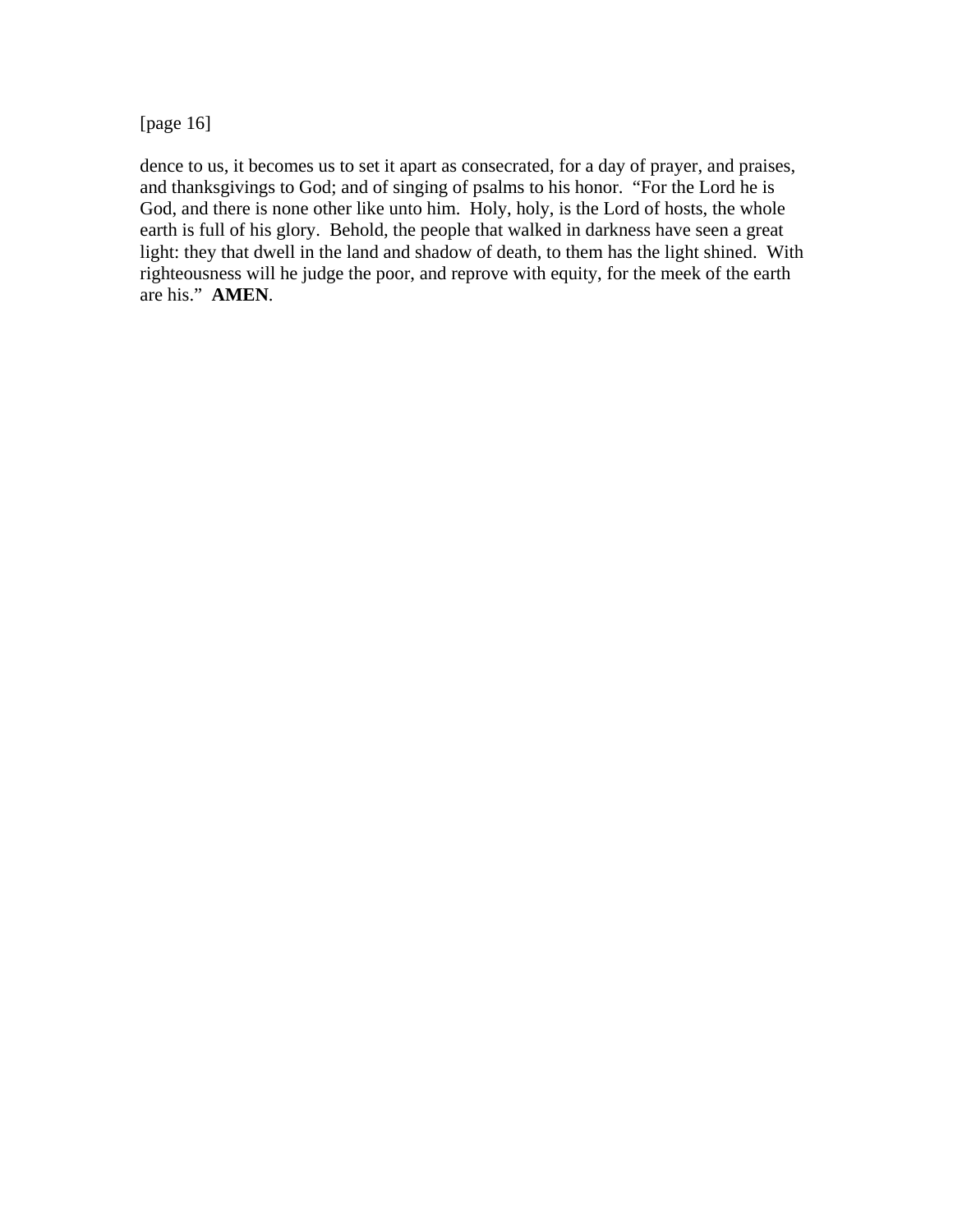dence to us, it becomes us to set it apart as consecrated, for a day of prayer, and praises, and thanksgivings to God; and of singing of psalms to his honor. "For the Lord he is God, and there is none other like unto him. Holy, holy, is the Lord of hosts, the whole earth is full of his glory. Behold, the people that walked in darkness have seen a great light: they that dwell in the land and shadow of death, to them has the light shined. With righteousness will he judge the poor, and reprove with equity, for the meek of the earth are his." **AMEN**.